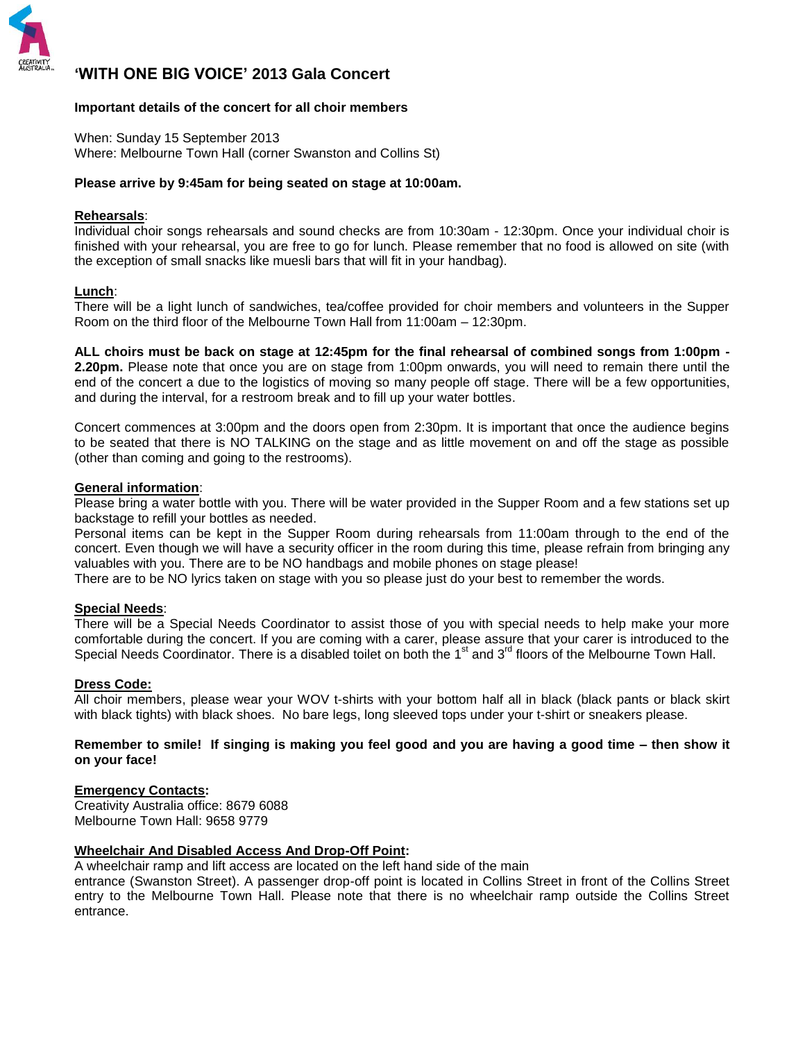# 'WITH ONE BIG VOICE' 2013 Gala Concert

**Important details of the concert for all choir members**

When: Sunday 15 September 2013
Where: Melbourne Town Hall (corner Swanston and Collins St)

**Please arrive by 9:45am for being seated on stage at 10:00am.**

**Rehearsals**:
Individual choir songs rehearsals and sound checks are from 10:30am - 12:30pm. Once your individual choir is finished with your rehearsal, you are free to go for lunch. Please remember that no food is allowed on site (with the exception of small snacks like muesli bars that will fit in your handbag).

**Lunch**:
There will be a light lunch of sandwiches, tea/coffee provided for choir members and volunteers in the Supper Room on the third floor of the Melbourne Town Hall from 11:00am – 12:30pm.

**ALL choirs must be back on stage at 12:45pm for the final rehearsal of combined songs from 1:00pm - 2.20pm.** Please note that once you are on stage from 1:00pm onwards, you will need to remain there until the end of the concert a due to the logistics of moving so many people off stage. There will be a few opportunities, and during the interval, for a restroom break and to fill up your water bottles.

Concert commences at 3:00pm and the doors open from 2:30pm. It is important that once the audience begins to be seated that there is NO TALKING on the stage and as little movement on and off the stage as possible (other than coming and going to the restrooms).

**General information**:
Please bring a water bottle with you. There will be water provided in the Supper Room and a few stations set up backstage to refill your bottles as needed.
Personal items can be kept in the Supper Room during rehearsals from 11:00am through to the end of the concert. Even though we will have a security officer in the room during this time, please refrain from bringing any valuables with you. There are to be NO handbags and mobile phones on stage please!
There are to be NO lyrics taken on stage with you so please just do your best to remember the words.

**Special Needs**:
There will be a Special Needs Coordinator to assist those of you with special needs to help make your more comfortable during the concert. If you are coming with a carer, please assure that your carer is introduced to the Special Needs Coordinator. There is a disabled toilet on both the 1st and 3rd floors of the Melbourne Town Hall.

**Dress Code:**
All choir members, please wear your WOV t-shirts with your bottom half all in black (black pants or black skirt with black tights) with black shoes. No bare legs, long sleeved tops under your t-shirt or sneakers please.

**Remember to smile! If singing is making you feel good and you are having a good time – then show it on your face!**

**Emergency Contacts:**
Creativity Australia office: 8679 6088
Melbourne Town Hall: 9658 9779

**Wheelchair And Disabled Access And Drop-Off Point:**
A wheelchair ramp and lift access are located on the left hand side of the main entrance (Swanston Street). A passenger drop-off point is located in Collins Street in front of the Collins Street entry to the Melbourne Town Hall. Please note that there is no wheelchair ramp outside the Collins Street entrance.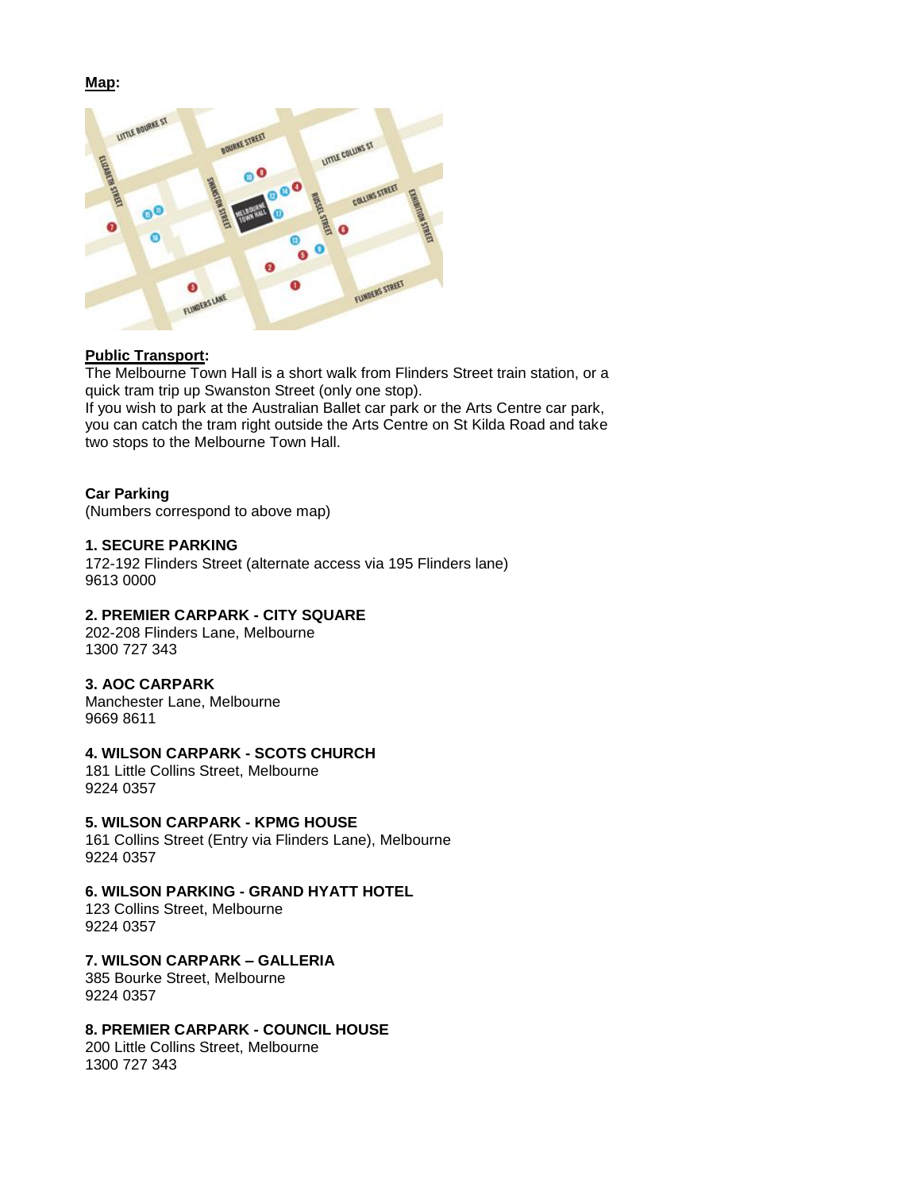**Map:**

**Public Transport:**
The Melbourne Town Hall is a short walk from Flinders Street train station, or a quick tram trip up Swanston Street (only one stop).
If you wish to park at the Australian Ballet car park or the Arts Centre car park, you can catch the tram right outside the Arts Centre on St Kilda Road and take two stops to the Melbourne Town Hall.

**Car Parking**
(Numbers correspond to above map)

**1. SECURE PARKING**
172-192 Flinders Street (alternate access via 195 Flinders lane)
9613 0000

**2. PREMIER CARPARK - CITY SQUARE**
202-208 Flinders Lane, Melbourne
1300 727 343

**3. AOC CARPARK**
Manchester Lane, Melbourne
9669 8611

**4. WILSON CARPARK - SCOTS CHURCH**
181 Little Collins Street, Melbourne
9224 0357

**5. WILSON CARPARK - KPMG HOUSE**
161 Collins Street (Entry via Flinders Lane), Melbourne
9224 0357

**6. WILSON PARKING - GRAND HYATT HOTEL**
123 Collins Street, Melbourne
9224 0357

**7. WILSON CARPARK – GALLERIA**
385 Bourke Street, Melbourne
9224 0357

**8. PREMIER CARPARK - COUNCIL HOUSE**
200 Little Collins Street, Melbourne
1300 727 343